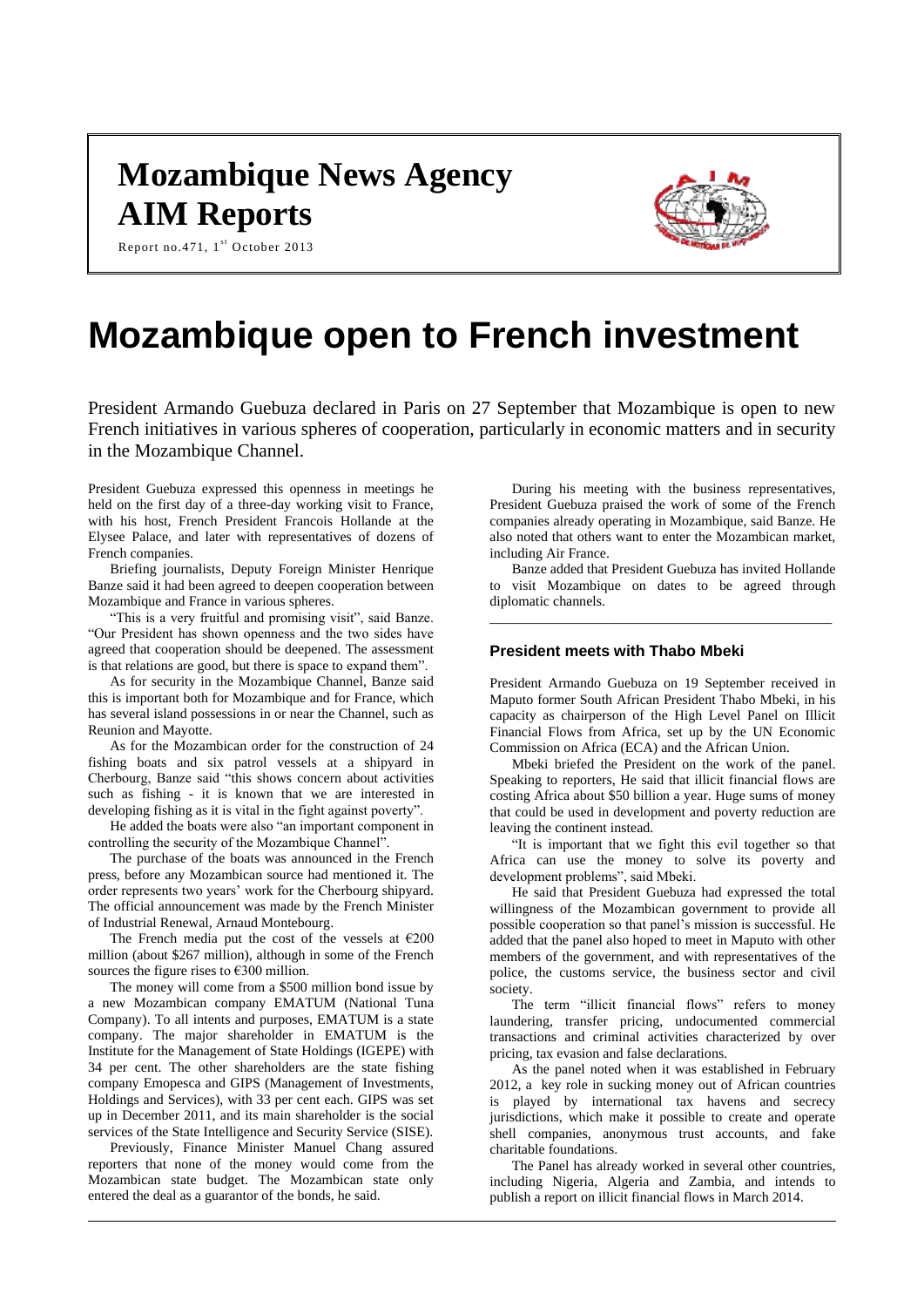# Mozambique News Agency AIM Reports

Report no.471, 1st October 2013

# Mozambique open to French investment

President Armando Guebuza declared in Paris on 27 September that Mozambique is open to new French initiatives in various spheres of cooperation, particularly in economic matters and in security in the Mozambique Channel.

President Guebuza expressed this openness in meetings he held on the first day of a three-day working visit to France, with his host, French President Francois Hollande at the Elysee Palace, and later with representatives of dozens of French companies.

Briefing journalists, Deputy Foreign Minister Henrique Banze said it had been agreed to deepen cooperation between Mozambique and France in various spheres.

"This is a very fruitful and promising visit", said Banze. "Our President has shown openness and the two sides have agreed that cooperation should be deepened. The assessment is that relations are good, but there is space to expand them".

As for security in the Mozambique Channel, Banze said this is important both for Mozambique and for France, which has several island possessions in or near the Channel, such as Reunion and Mayotte.

As for the Mozambican order for the construction of 24 fishing boats and six patrol vessels at a shipyard in Cherbourg, Banze said "this shows concern about activities such as fishing - it is known that we are interested in developing fishing as it is vital in the fight against poverty".

He added the boats were also "an important component in controlling the security of the Mozambique Channel".

The purchase of the boats was announced in the French press, before any Mozambican source had mentioned it. The order represents two years' work for the Cherbourg shipyard. The official announcement was made by the French Minister of Industrial Renewal, Arnaud Montebourg.

The French media put the cost of the vessels at €200 million (about $267 million), although in some of the French sources the figure rises to €300 million.

The money will come from a $500 million bond issue by a new Mozambican company EMATUM (National Tuna Company). To all intents and purposes, EMATUM is a state company. The major shareholder in EMATUM is the Institute for the Management of State Holdings (IGEPE) with 34 per cent. The other shareholders are the state fishing company Emopesca and GIPS (Management of Investments, Holdings and Services), with 33 per cent each. GIPS was set up in December 2011, and its main shareholder is the social services of the State Intelligence and Security Service (SISE).

Previously, Finance Minister Manuel Chang assured reporters that none of the money would come from the Mozambican state budget. The Mozambican state only entered the deal as a guarantor of the bonds, he said.

During his meeting with the business representatives, President Guebuza praised the work of some of the French companies already operating in Mozambique, said Banze. He also noted that others want to enter the Mozambican market, including Air France.

Banze added that President Guebuza has invited Hollande to visit Mozambique on dates to be agreed through diplomatic channels.

---

### President meets with Thabo Mbeki

President Armando Guebuza on 19 September received in Maputo former South African President Thabo Mbeki, in his capacity as chairperson of the High Level Panel on Illicit Financial Flows from Africa, set up by the UN Economic Commission on Africa (ECA) and the African Union.

Mbeki briefed the President on the work of the panel. Speaking to reporters, He said that illicit financial flows are costing Africa about $50 billion a year. Huge sums of money that could be used in development and poverty reduction are leaving the continent instead.

"It is important that we fight this evil together so that Africa can use the money to solve its poverty and development problems", said Mbeki.

He said that President Guebuza had expressed the total willingness of the Mozambican government to provide all possible cooperation so that panel's mission is successful. He added that the panel also hoped to meet in Maputo with other members of the government, and with representatives of the police, the customs service, the business sector and civil society.

The term "illicit financial flows" refers to money laundering, transfer pricing, undocumented commercial transactions and criminal activities characterized by over pricing, tax evasion and false declarations.

As the panel noted when it was established in February 2012, a key role in sucking money out of African countries is played by international tax havens and secrecy jurisdictions, which make it possible to create and operate shell companies, anonymous trust accounts, and fake charitable foundations.

The Panel has already worked in several other countries, including Nigeria, Algeria and Zambia, and intends to publish a report on illicit financial flows in March 2014.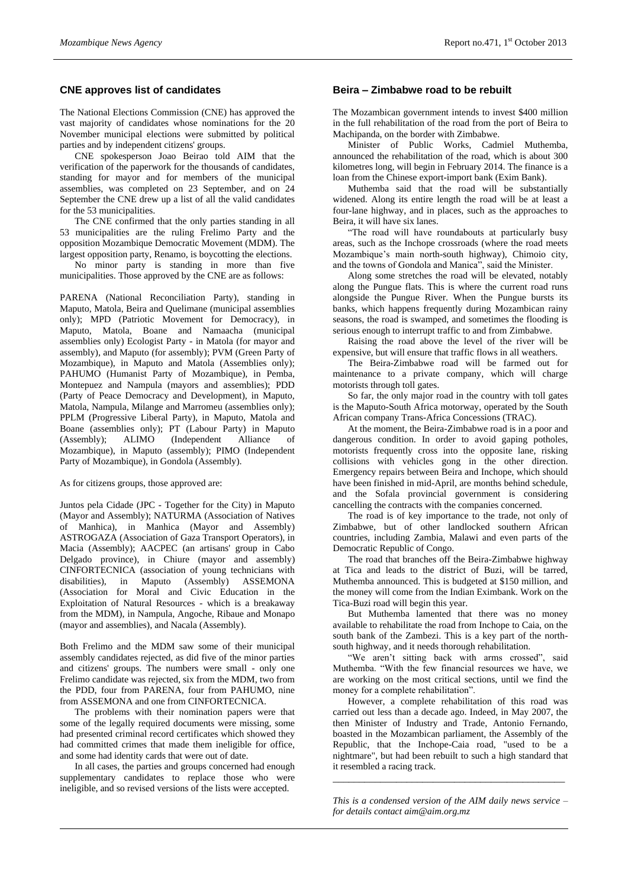## CNE approves list of candidates

The National Elections Commission (CNE) has approved the vast majority of candidates whose nominations for the 20 November municipal elections were submitted by political parties and by independent citizens' groups.

CNE spokesperson Joao Beirao told AIM that the verification of the paperwork for the thousands of candidates, standing for mayor and for members of the municipal assemblies, was completed on 23 September, and on 24 September the CNE drew up a list of all the valid candidates for the 53 municipalities.

The CNE confirmed that the only parties standing in all 53 municipalities are the ruling Frelimo Party and the opposition Mozambique Democratic Movement (MDM). The largest opposition party, Renamo, is boycotting the elections.

No minor party is standing in more than five municipalities. Those approved by the CNE are as follows:

PARENA (National Reconciliation Party), standing in Maputo, Matola, Beira and Quelimane (municipal assemblies only); MPD (Patriotic Movement for Democracy), in Maputo, Matola, Boane and Namaacha (municipal assemblies only) Ecologist Party - in Matola (for mayor and assembly), and Maputo (for assembly); PVM (Green Party of Mozambique), in Maputo and Matola (Assemblies only); PAHUMO (Humanist Party of Mozambique), in Pemba, Montepuez and Nampula (mayors and assemblies); PDD (Party of Peace Democracy and Development), in Maputo, Matola, Nampula, Milange and Marromeu (assemblies only); PPLM (Progressive Liberal Party), in Maputo, Matola and Boane (assemblies only); PT (Labour Party) in Maputo (Assembly); ALIMO (Independent Alliance of Mozambique), in Maputo (assembly); PIMO (Independent Party of Mozambique), in Gondola (Assembly).

As for citizens groups, those approved are:

Juntos pela Cidade (JPC - Together for the City) in Maputo (Mayor and Assembly); NATURMA (Association of Natives of Manhica), in Manhica (Mayor and Assembly) ASTROGAZA (Association of Gaza Transport Operators), in Macia (Assembly); AACPEC (an artisans' group in Cabo Delgado province), in Chiure (mayor and assembly) CINFORTECNICA (association of young technicians with disabilities), in Maputo (Assembly) ASSEMONA (Association for Moral and Civic Education in the Exploitation of Natural Resources - which is a breakaway from the MDM), in Nampula, Angoche, Ribaue and Monapo (mayor and assemblies), and Nacala (Assembly).

Both Frelimo and the MDM saw some of their municipal assembly candidates rejected, as did five of the minor parties and citizens' groups. The numbers were small - only one Frelimo candidate was rejected, six from the MDM, two from the PDD, four from PARENA, four from PAHUMO, nine from ASSEMONA and one from CINFORTECNICA.

The problems with their nomination papers were that some of the legally required documents were missing, some had presented criminal record certificates which showed they had committed crimes that made them ineligible for office, and some had identity cards that were out of date.

In all cases, the parties and groups concerned had enough supplementary candidates to replace those who were ineligible, and so revised versions of the lists were accepted.

## Beira – Zimbabwe road to be rebuilt

The Mozambican government intends to invest $400 million in the full rehabilitation of the road from the port of Beira to Machipanda, on the border with Zimbabwe.

Minister of Public Works, Cadmiel Muthemba, announced the rehabilitation of the road, which is about 300 kilometres long, will begin in February 2014. The finance is a loan from the Chinese export-import bank (Exim Bank).

Muthemba said that the road will be substantially widened. Along its entire length the road will be at least a four-lane highway, and in places, such as the approaches to Beira, it will have six lanes.

"The road will have roundabouts at particularly busy areas, such as the Inchope crossroads (where the road meets Mozambique's main north-south highway), Chimoio city, and the towns of Gondola and Manica", said the Minister.

Along some stretches the road will be elevated, notably along the Pungue flats. This is where the current road runs alongside the Pungue River. When the Pungue bursts its banks, which happens frequently during Mozambican rainy seasons, the road is swamped, and sometimes the flooding is serious enough to interrupt traffic to and from Zimbabwe.

Raising the road above the level of the river will be expensive, but will ensure that traffic flows in all weathers.

The Beira-Zimbabwe road will be farmed out for maintenance to a private company, which will charge motorists through toll gates.

So far, the only major road in the country with toll gates is the Maputo-South Africa motorway, operated by the South African company Trans-Africa Concessions (TRAC).

At the moment, the Beira-Zimbabwe road is in a poor and dangerous condition. In order to avoid gaping potholes, motorists frequently cross into the opposite lane, risking collisions with vehicles gong in the other direction. Emergency repairs between Beira and Inchope, which should have been finished in mid-April, are months behind schedule, and the Sofala provincial government is considering cancelling the contracts with the companies concerned.

The road is of key importance to the trade, not only of Zimbabwe, but of other landlocked southern African countries, including Zambia, Malawi and even parts of the Democratic Republic of Congo.

The road that branches off the Beira-Zimbabwe highway at Tica and leads to the district of Buzi, will be tarred, Muthemba announced. This is budgeted at $150 million, and the money will come from the Indian Eximbank. Work on the Tica-Buzi road will begin this year.

But Muthemba lamented that there was no money available to rehabilitate the road from Inchope to Caia, on the south bank of the Zambezi. This is a key part of the north-south highway, and it needs thorough rehabilitation.

"We aren't sitting back with arms crossed", said Muthemba. "With the few financial resources we have, we are working on the most critical sections, until we find the money for a complete rehabilitation".

However, a complete rehabilitation of this road was carried out less than a decade ago. Indeed, in May 2007, the then Minister of Industry and Trade, Antonio Fernando, boasted in the Mozambican parliament, the Assembly of the Republic, that the Inchope-Caia road, "used to be a nightmare", but had been rebuilt to such a high standard that it resembled a racing track.

---

*This is a condensed version of the AIM daily news service – for details contact aim@aim.org.mz*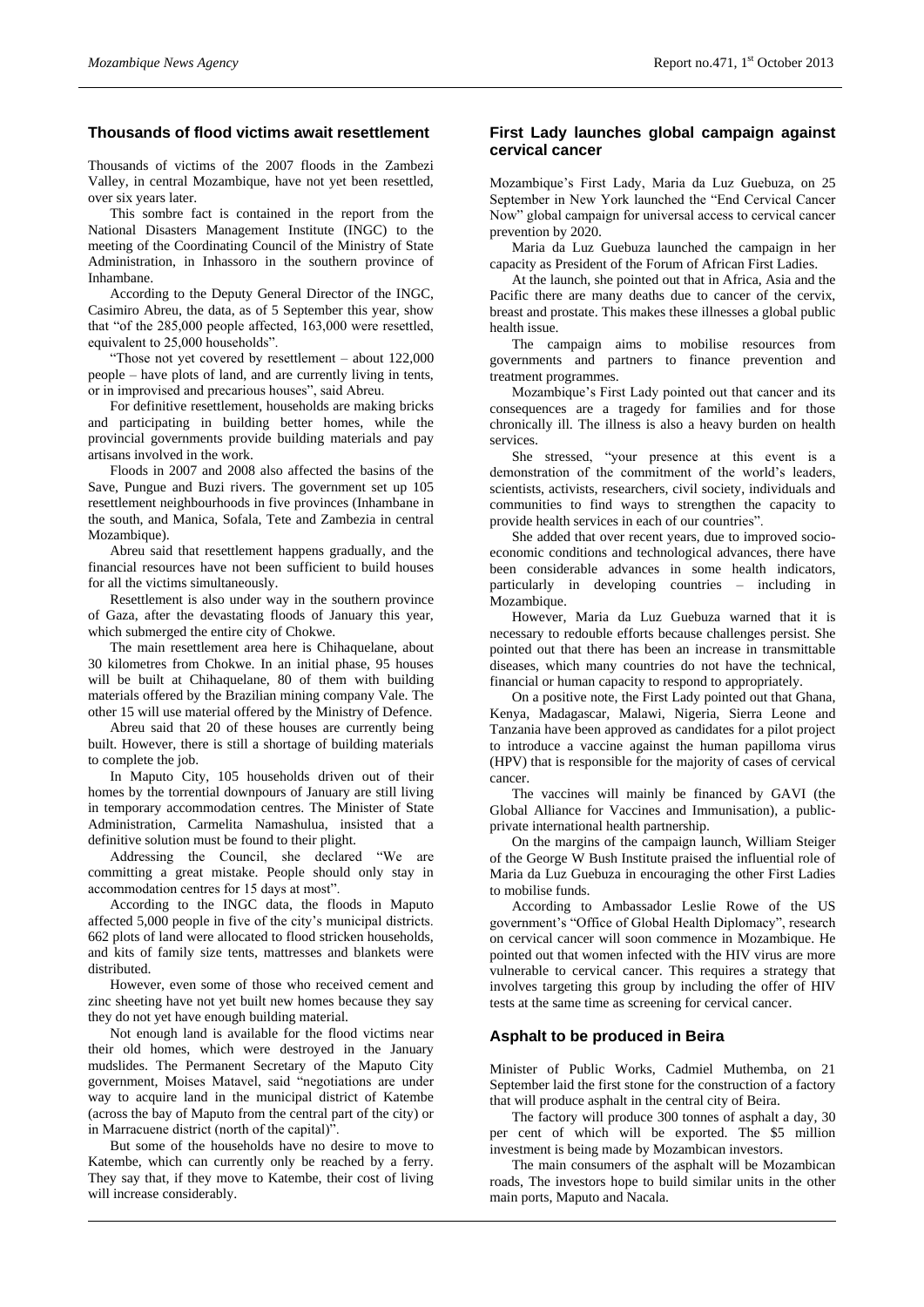## Thousands of flood victims await resettlement

Thousands of victims of the 2007 floods in the Zambezi Valley, in central Mozambique, have not yet been resettled, over six years later.

This sombre fact is contained in the report from the National Disasters Management Institute (INGC) to the meeting of the Coordinating Council of the Ministry of State Administration, in Inhassoro in the southern province of Inhambane.

According to the Deputy General Director of the INGC, Casimiro Abreu, the data, as of 5 September this year, show that "of the 285,000 people affected, 163,000 were resettled, equivalent to 25,000 households".

"Those not yet covered by resettlement – about 122,000 people – have plots of land, and are currently living in tents, or in improvised and precarious houses", said Abreu.

For definitive resettlement, households are making bricks and participating in building better homes, while the provincial governments provide building materials and pay artisans involved in the work.

Floods in 2007 and 2008 also affected the basins of the Save, Pungue and Buzi rivers. The government set up 105 resettlement neighbourhoods in five provinces (Inhambane in the south, and Manica, Sofala, Tete and Zambezia in central Mozambique).

Abreu said that resettlement happens gradually, and the financial resources have not been sufficient to build houses for all the victims simultaneously.

Resettlement is also under way in the southern province of Gaza, after the devastating floods of January this year, which submerged the entire city of Chokwe.

The main resettlement area here is Chihaquelane, about 30 kilometres from Chokwe. In an initial phase, 95 houses will be built at Chihaquelane, 80 of them with building materials offered by the Brazilian mining company Vale. The other 15 will use material offered by the Ministry of Defence.

Abreu said that 20 of these houses are currently being built. However, there is still a shortage of building materials to complete the job.

In Maputo City, 105 households driven out of their homes by the torrential downpours of January are still living in temporary accommodation centres. The Minister of State Administration, Carmelita Namashulua, insisted that a definitive solution must be found to their plight.

Addressing the Council, she declared "We are committing a great mistake. People should only stay in accommodation centres for 15 days at most".

According to the INGC data, the floods in Maputo affected 5,000 people in five of the city's municipal districts. 662 plots of land were allocated to flood stricken households, and kits of family size tents, mattresses and blankets were distributed.

However, even some of those who received cement and zinc sheeting have not yet built new homes because they say they do not yet have enough building material.

Not enough land is available for the flood victims near their old homes, which were destroyed in the January mudslides. The Permanent Secretary of the Maputo City government, Moises Matavel, said "negotiations are under way to acquire land in the municipal district of Katembe (across the bay of Maputo from the central part of the city) or in Marracuene district (north of the capital)".

But some of the households have no desire to move to Katembe, which can currently only be reached by a ferry. They say that, if they move to Katembe, their cost of living will increase considerably.

## First Lady launches global campaign against cervical cancer

Mozambique's First Lady, Maria da Luz Guebuza, on 25 September in New York launched the "End Cervical Cancer Now" global campaign for universal access to cervical cancer prevention by 2020.

Maria da Luz Guebuza launched the campaign in her capacity as President of the Forum of African First Ladies.

At the launch, she pointed out that in Africa, Asia and the Pacific there are many deaths due to cancer of the cervix, breast and prostate. This makes these illnesses a global public health issue.

The campaign aims to mobilise resources from governments and partners to finance prevention and treatment programmes.

Mozambique's First Lady pointed out that cancer and its consequences are a tragedy for families and for those chronically ill. The illness is also a heavy burden on health services.

She stressed, "your presence at this event is a demonstration of the commitment of the world's leaders, scientists, activists, researchers, civil society, individuals and communities to find ways to strengthen the capacity to provide health services in each of our countries".

She added that over recent years, due to improved socio-economic conditions and technological advances, there have been considerable advances in some health indicators, particularly in developing countries – including in Mozambique.

However, Maria da Luz Guebuza warned that it is necessary to redouble efforts because challenges persist. She pointed out that there has been an increase in transmittable diseases, which many countries do not have the technical, financial or human capacity to respond to appropriately.

On a positive note, the First Lady pointed out that Ghana, Kenya, Madagascar, Malawi, Nigeria, Sierra Leone and Tanzania have been approved as candidates for a pilot project to introduce a vaccine against the human papilloma virus (HPV) that is responsible for the majority of cases of cervical cancer.

The vaccines will mainly be financed by GAVI (the Global Alliance for Vaccines and Immunisation), a public-private international health partnership.

On the margins of the campaign launch, William Steiger of the George W Bush Institute praised the influential role of Maria da Luz Guebuza in encouraging the other First Ladies to mobilise funds.

According to Ambassador Leslie Rowe of the US government's "Office of Global Health Diplomacy", research on cervical cancer will soon commence in Mozambique. He pointed out that women infected with the HIV virus are more vulnerable to cervical cancer. This requires a strategy that involves targeting this group by including the offer of HIV tests at the same time as screening for cervical cancer.

## Asphalt to be produced in Beira

Minister of Public Works, Cadmiel Muthemba, on 21 September laid the first stone for the construction of a factory that will produce asphalt in the central city of Beira.

The factory will produce 300 tonnes of asphalt a day, 30 per cent of which will be exported. The $5 million investment is being made by Mozambican investors.

The main consumers of the asphalt will be Mozambican roads, The investors hope to build similar units in the other main ports, Maputo and Nacala.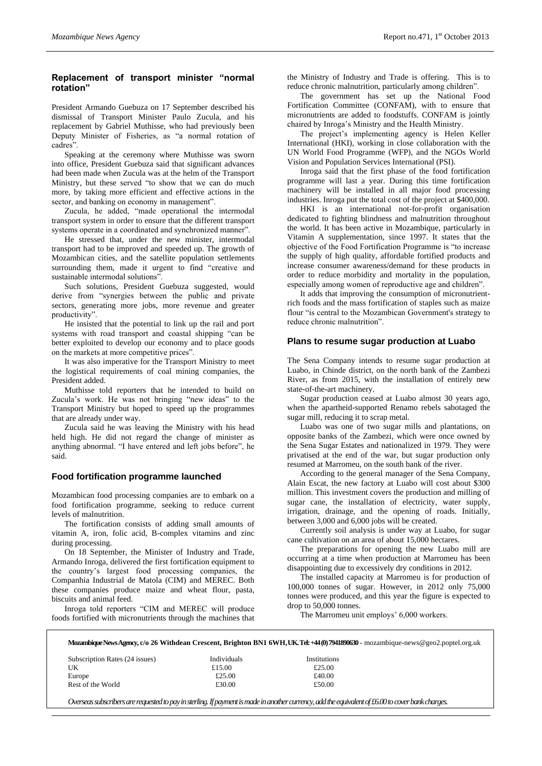## Replacement of transport minister "normal rotation"

President Armando Guebuza on 17 September described his dismissal of Transport Minister Paulo Zucula, and his replacement by Gabriel Muthisse, who had previously been Deputy Minister of Fisheries, as "a normal rotation of cadres".

Speaking at the ceremony where Muthisse was sworn into office, President Guebuza said that significant advances had been made when Zucula was at the helm of the Transport Ministry, but these served "to show that we can do much more, by taking more efficient and effective actions in the sector, and banking on economy in management".

Zucula, he added, "made operational the intermodal transport system in order to ensure that the different transport systems operate in a coordinated and synchronized manner".

He stressed that, under the new minister, intermodal transport had to be improved and speeded up. The growth of Mozambican cities, and the satellite population settlements surrounding them, made it urgent to find "creative and sustainable intermodal solutions".

Such solutions, President Guebuza suggested, would derive from "synergies between the public and private sectors, generating more jobs, more revenue and greater productivity".

He insisted that the potential to link up the rail and port systems with road transport and coastal shipping "can be better exploited to develop our economy and to place goods on the markets at more competitive prices".

It was also imperative for the Transport Ministry to meet the logistical requirements of coal mining companies, the President added.

Muthisse told reporters that he intended to build on Zucula's work. He was not bringing "new ideas" to the Transport Ministry but hoped to speed up the programmes that are already under way.

Zucula said he was leaving the Ministry with his head held high. He did not regard the change of minister as anything abnormal. "I have entered and left jobs before", he said.

## Food fortification programme launched

Mozambican food processing companies are to embark on a food fortification programme, seeking to reduce current levels of malnutrition.

The fortification consists of adding small amounts of vitamin A, iron, folic acid, B-complex vitamins and zinc during processing.

On 18 September, the Minister of Industry and Trade, Armando Inroga, delivered the first fortification equipment to the country's largest food processing companies, the Companhia Industrial de Matola (CIM) and MEREC. Both these companies produce maize and wheat flour, pasta, biscuits and animal feed.

Inroga told reporters "CIM and MEREC will produce foods fortified with micronutrients through the machines that the Ministry of Industry and Trade is offering. This is to reduce chronic malnutrition, particularly among children".

The government has set up the National Food Fortification Committee (CONFAM), with to ensure that micronutrients are added to foodstuffs. CONFAM is jointly chaired by Inroga's Ministry and the Health Ministry.

The project's implementing agency is Helen Keller International (HKI), working in close collaboration with the UN World Food Programme (WFP), and the NGOs World Vision and Population Services International (PSI).

Inroga said that the first phase of the food fortification programme will last a year. During this time fortification machinery will be installed in all major food processing industries. Inroga put the total cost of the project at $400,000.

HKI is an international not-for-profit organisation dedicated to fighting blindness and malnutrition throughout the world. It has been active in Mozambique, particularly in Vitamin A supplementation, since 1997. It states that the objective of the Food Fortification Programme is "to increase the supply of high quality, affordable fortified products and increase consumer awareness/demand for these products in order to reduce morbidity and mortality in the population, especially among women of reproductive age and children".

It adds that improving the consumption of micronutrient-rich foods and the mass fortification of staples such as maize flour "is central to the Mozambican Government's strategy to reduce chronic malnutrition".

## Plans to resume sugar production at Luabo

The Sena Company intends to resume sugar production at Luabo, in Chinde district, on the north bank of the Zambezi River, as from 2015, with the installation of entirely new state-of-the-art machinery.

Sugar production ceased at Luabo almost 30 years ago, when the apartheid-supported Renamo rebels sabotaged the sugar mill, reducing it to scrap metal.

Luabo was one of two sugar mills and plantations, on opposite banks of the Zambezi, which were once owned by the Sena Sugar Estates and nationalized in 1979. They were privatised at the end of the war, but sugar production only resumed at Marromeu, on the south bank of the river.

According to the general manager of the Sena Company, Alain Escat, the new factory at Luabo will cost about $300 million. This investment covers the production and milling of sugar cane, the installation of electricity, water supply, irrigation, drainage, and the opening of roads. Initially, between 3,000 and 6,000 jobs will be created.

Currently soil analysis is under way at Luabo, for sugar cane cultivation on an area of about 15,000 hectares.

The preparations for opening the new Luabo mill are occurring at a time when production at Marromeu has been disappointing due to excessively dry conditions in 2012.

The installed capacity at Marromeu is for production of 100,000 tonnes of sugar. However, in 2012 only 75,000 tonnes were produced, and this year the figure is expected to drop to 50,000 tonnes.

The Marromeu unit employs' 6,000 workers.

---

**Mozambique News Agency, c/o 26 Withdean Crescent, Brighton BN1 6WH, UK. Tel: +44 (0) 7941890630 -** mozambique-news@geo2.poptel.org.uk

| Subscription Rates (24 issues) | Individuals | Institutions |
|---|---|---|
| UK | £15.00 | £25.00 |
| Europe | £25.00 | £40.00 |
| Rest of the World | £30.00 | £50.00 |

*Overseas subscribers are requested to pay in sterling. If payment is made in another currency, add the equivalent of £6.00 to cover bank charges.*